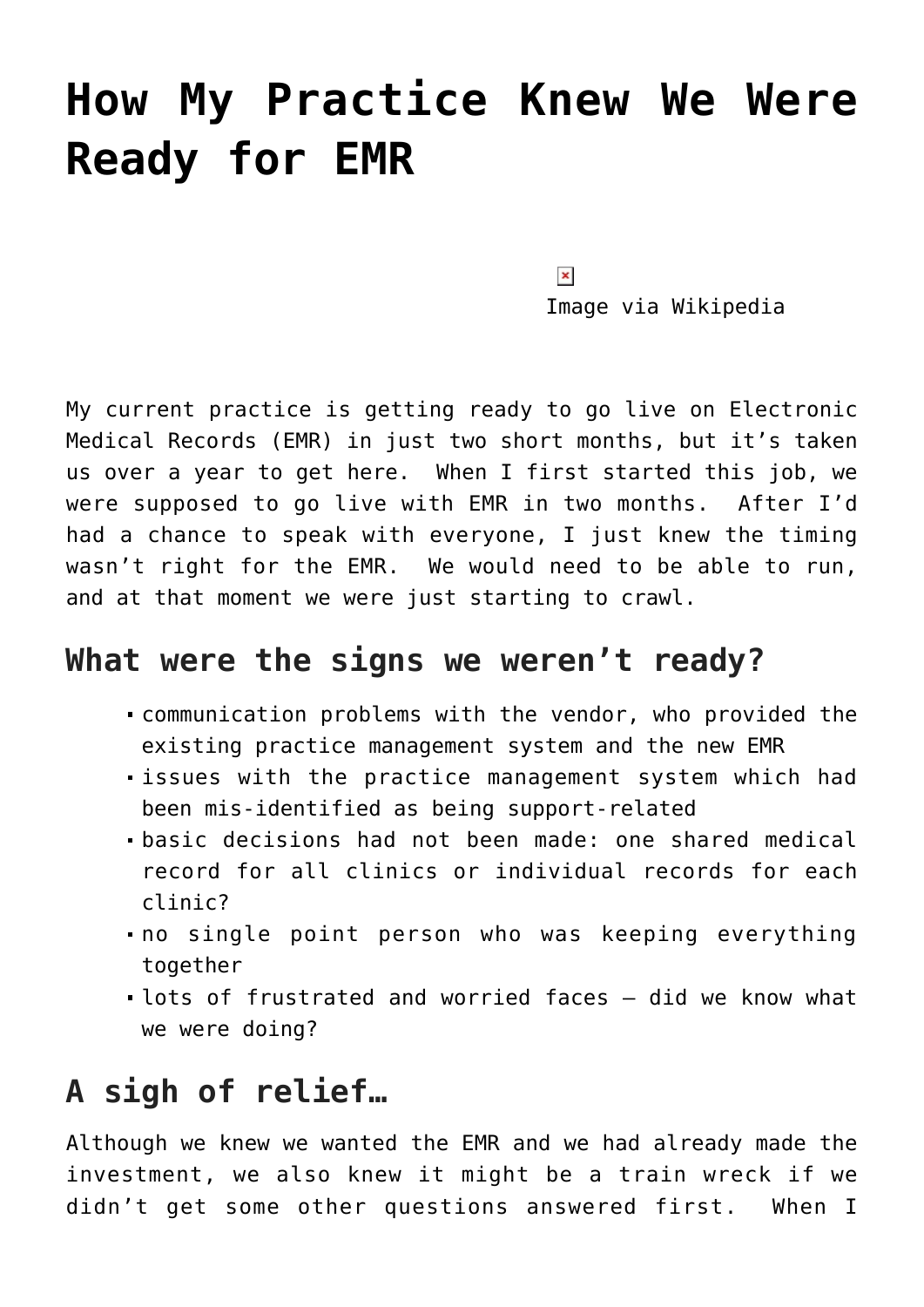# How My Practice Knew We Were Ready for EMR

Image via Wikipedia

My current practice is getting ready to go live on Electronic Medical Records (EMR) in just two short months, but it's taken us over a year to get here. When I first started this job, we were supposed to go live with EMR in two months. After I'd had a chance to speak with everyone, I just knew the timing wasn't right for the EMR. We would need to be able to run, and at that moment we were just starting to crawl.

## What were the signs we weren't ready?

- communication problems with the vendor, who provided the existing practice management system and the new EMR
- issues with the practice management system which had been mis-identified as being support-related
- basic decisions had not been made: one shared medical record for all clinics or individual records for each clinic?
- no single point person who was keeping everything together
- lots of frustrated and worried faces – did we know what we were doing?

## A sigh of relief…

Although we knew we wanted the EMR and we had already made the investment, we also knew it might be a train wreck if we didn't get some other questions answered first. When I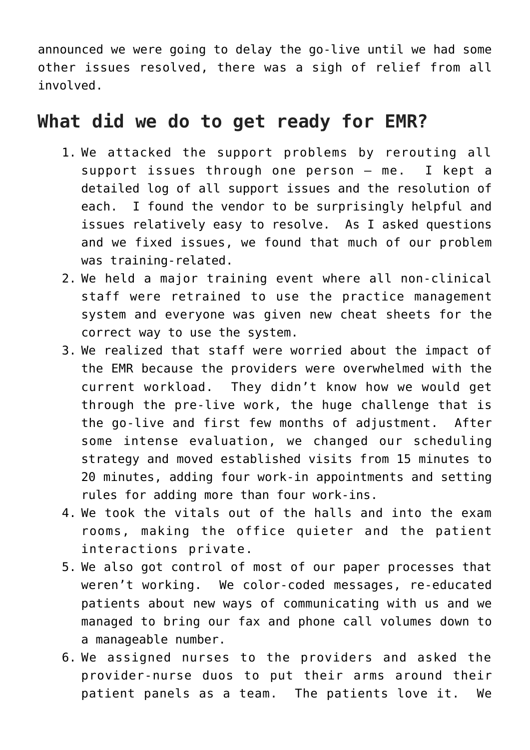announced we were going to delay the go-live until we had some other issues resolved, there was a sigh of relief from all involved.

## What did we do to get ready for EMR?

1. We attacked the support problems by rerouting all support issues through one person – me. I kept a detailed log of all support issues and the resolution of each. I found the vendor to be surprisingly helpful and issues relatively easy to resolve. As I asked questions and we fixed issues, we found that much of our problem was training-related.
2. We held a major training event where all non-clinical staff were retrained to use the practice management system and everyone was given new cheat sheets for the correct way to use the system.
3. We realized that staff were worried about the impact of the EMR because the providers were overwhelmed with the current workload. They didn't know how we would get through the pre-live work, the huge challenge that is the go-live and first few months of adjustment. After some intense evaluation, we changed our scheduling strategy and moved established visits from 15 minutes to 20 minutes, adding four work-in appointments and setting rules for adding more than four work-ins.
4. We took the vitals out of the halls and into the exam rooms, making the office quieter and the patient interactions private.
5. We also got control of most of our paper processes that weren't working. We color-coded messages, re-educated patients about new ways of communicating with us and we managed to bring our fax and phone call volumes down to a manageable number.
6. We assigned nurses to the providers and asked the provider-nurse duos to put their arms around their patient panels as a team. The patients love it. We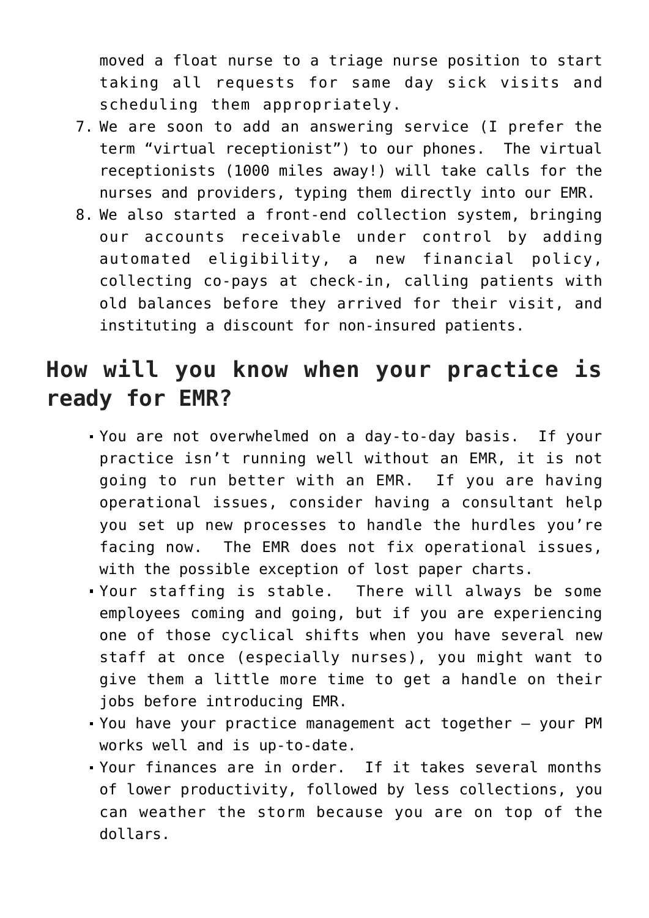moved a float nurse to a triage nurse position to start taking all requests for same day sick visits and scheduling them appropriately.

7. We are soon to add an answering service (I prefer the term "virtual receptionist") to our phones. The virtual receptionists (1000 miles away!) will take calls for the nurses and providers, typing them directly into our EMR.
8. We also started a front-end collection system, bringing our accounts receivable under control by adding automated eligibility, a new financial policy, collecting co-pays at check-in, calling patients with old balances before they arrived for their visit, and instituting a discount for non-insured patients.

## How will you know when your practice is ready for EMR?

- You are not overwhelmed on a day-to-day basis. If your practice isn't running well without an EMR, it is not going to run better with an EMR. If you are having operational issues, consider having a consultant help you set up new processes to handle the hurdles you're facing now. The EMR does not fix operational issues, with the possible exception of lost paper charts.
- Your staffing is stable. There will always be some employees coming and going, but if you are experiencing one of those cyclical shifts when you have several new staff at once (especially nurses), you might want to give them a little more time to get a handle on their jobs before introducing EMR.
- You have your practice management act together – your PM works well and is up-to-date.
- Your finances are in order. If it takes several months of lower productivity, followed by less collections, you can weather the storm because you are on top of the dollars.